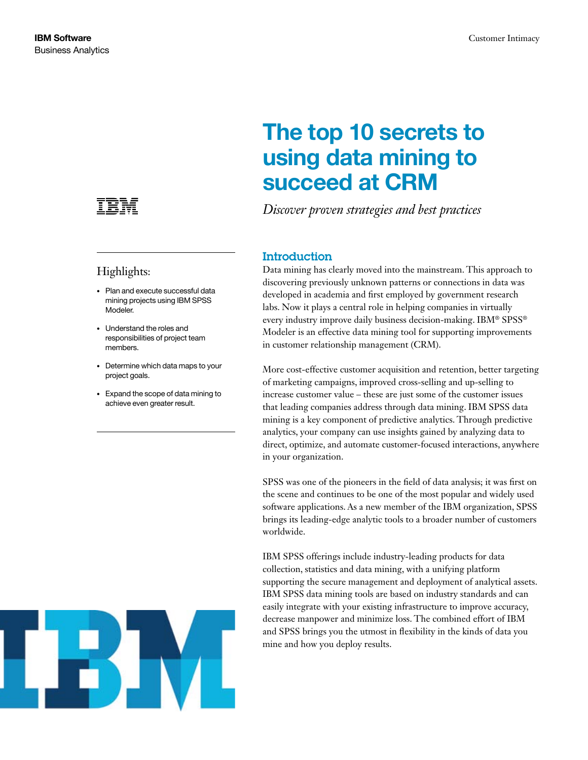IBM Software
Business Analytics

Customer Intimacy

# The top 10 secrets to using data mining to succeed at CRM

*Discover proven strategies and best practices*

Highlights:

- Plan and execute successful data mining projects using IBM SPSS Modeler.
- Understand the roles and responsibilities of project team members.
- Determine which data maps to your project goals.
- Expand the scope of data mining to achieve even greater result.

## Introduction

Data mining has clearly moved into the mainstream. This approach to discovering previously unknown patterns or connections in data was developed in academia and first employed by government research labs. Now it plays a central role in helping companies in virtually every industry improve daily business decision-making. IBM® SPSS® Modeler is an effective data mining tool for supporting improvements in customer relationship management (CRM).

More cost-effective customer acquisition and retention, better targeting of marketing campaigns, improved cross-selling and up-selling to increase customer value – these are just some of the customer issues that leading companies address through data mining. IBM SPSS data mining is a key component of predictive analytics. Through predictive analytics, your company can use insights gained by analyzing data to direct, optimize, and automate customer-focused interactions, anywhere in your organization.

SPSS was one of the pioneers in the field of data analysis; it was first on the scene and continues to be one of the most popular and widely used software applications. As a new member of the IBM organization, SPSS brings its leading-edge analytic tools to a broader number of customers worldwide.

IBM SPSS offerings include industry-leading products for data collection, statistics and data mining, with a unifying platform supporting the secure management and deployment of analytical assets. IBM SPSS data mining tools are based on industry standards and can easily integrate with your existing infrastructure to improve accuracy, decrease manpower and minimize loss. The combined effort of IBM and SPSS brings you the utmost in flexibility in the kinds of data you mine and how you deploy results.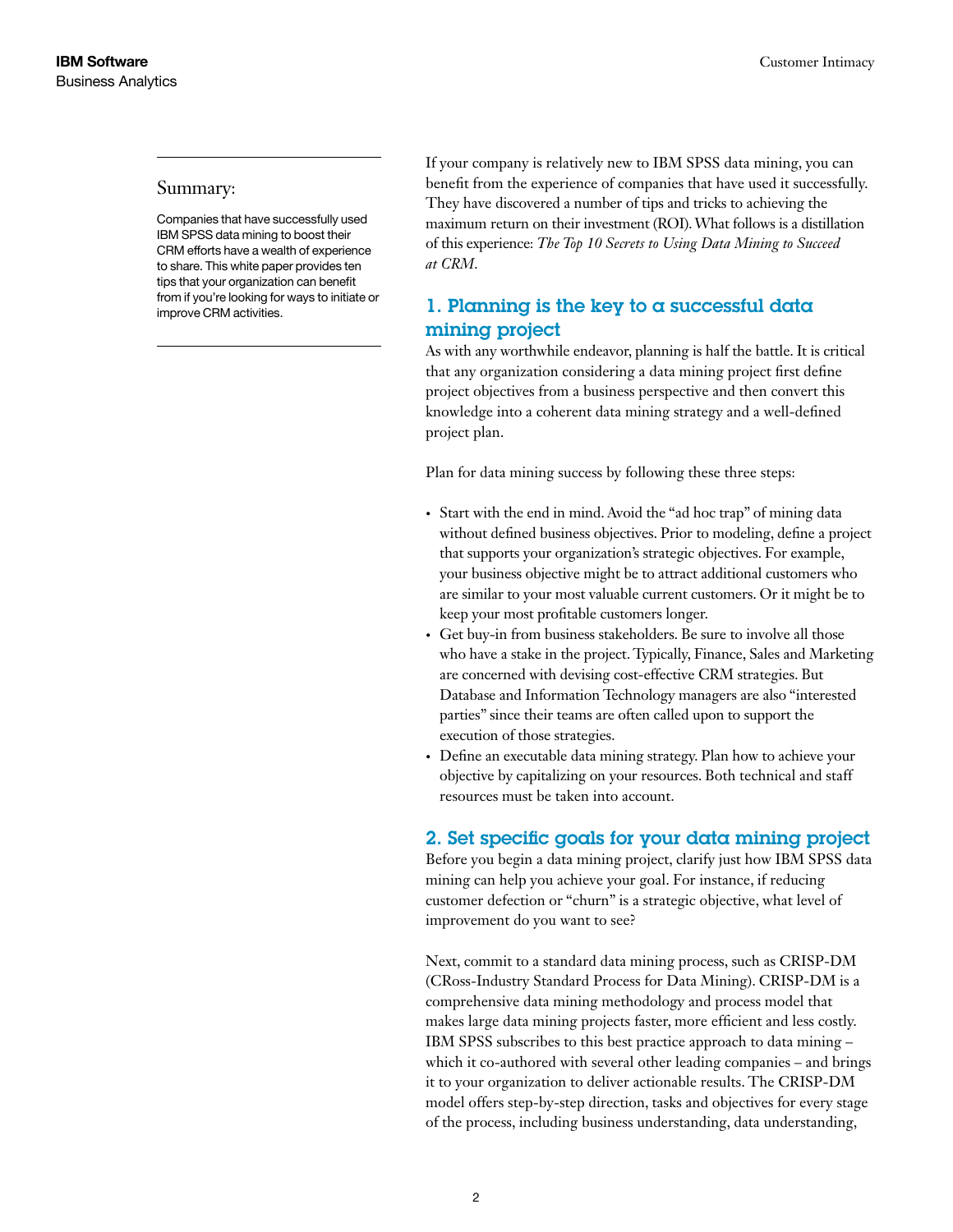## Summary:

Companies that have successfully used IBM SPSS data mining to boost their CRM efforts have a wealth of experience to share. This white paper provides ten tips that your organization can benefit from if you're looking for ways to initiate or improve CRM activities.

If your company is relatively new to IBM SPSS data mining, you can benefit from the experience of companies that have used it successfully. They have discovered a number of tips and tricks to achieving the maximum return on their investment (ROI). What follows is a distillation of this experience: *The Top 10 Secrets to Using Data Mining to Succeed at CRM*.

## 1. Planning is the key to a successful data mining project

As with any worthwhile endeavor, planning is half the battle. It is critical that any organization considering a data mining project first define project objectives from a business perspective and then convert this knowledge into a coherent data mining strategy and a well-defined project plan.

Plan for data mining success by following these three steps:

- Start with the end in mind. Avoid the "ad hoc trap" of mining data without defined business objectives. Prior to modeling, define a project that supports your organization's strategic objectives. For example, your business objective might be to attract additional customers who are similar to your most valuable current customers. Or it might be to keep your most profitable customers longer.
- Get buy-in from business stakeholders. Be sure to involve all those who have a stake in the project. Typically, Finance, Sales and Marketing are concerned with devising cost-effective CRM strategies. But Database and Information Technology managers are also "interested parties" since their teams are often called upon to support the execution of those strategies.
- Define an executable data mining strategy. Plan how to achieve your objective by capitalizing on your resources. Both technical and staff resources must be taken into account.

## 2. Set specific goals for your data mining project

Before you begin a data mining project, clarify just how IBM SPSS data mining can help you achieve your goal. For instance, if reducing customer defection or "churn" is a strategic objective, what level of improvement do you want to see?

Next, commit to a standard data mining process, such as CRISP-DM (CRoss-Industry Standard Process for Data Mining). CRISP-DM is a comprehensive data mining methodology and process model that makes large data mining projects faster, more efficient and less costly. IBM SPSS subscribes to this best practice approach to data mining – which it co-authored with several other leading companies – and brings it to your organization to deliver actionable results. The CRISP-DM model offers step-by-step direction, tasks and objectives for every stage of the process, including business understanding, data understanding,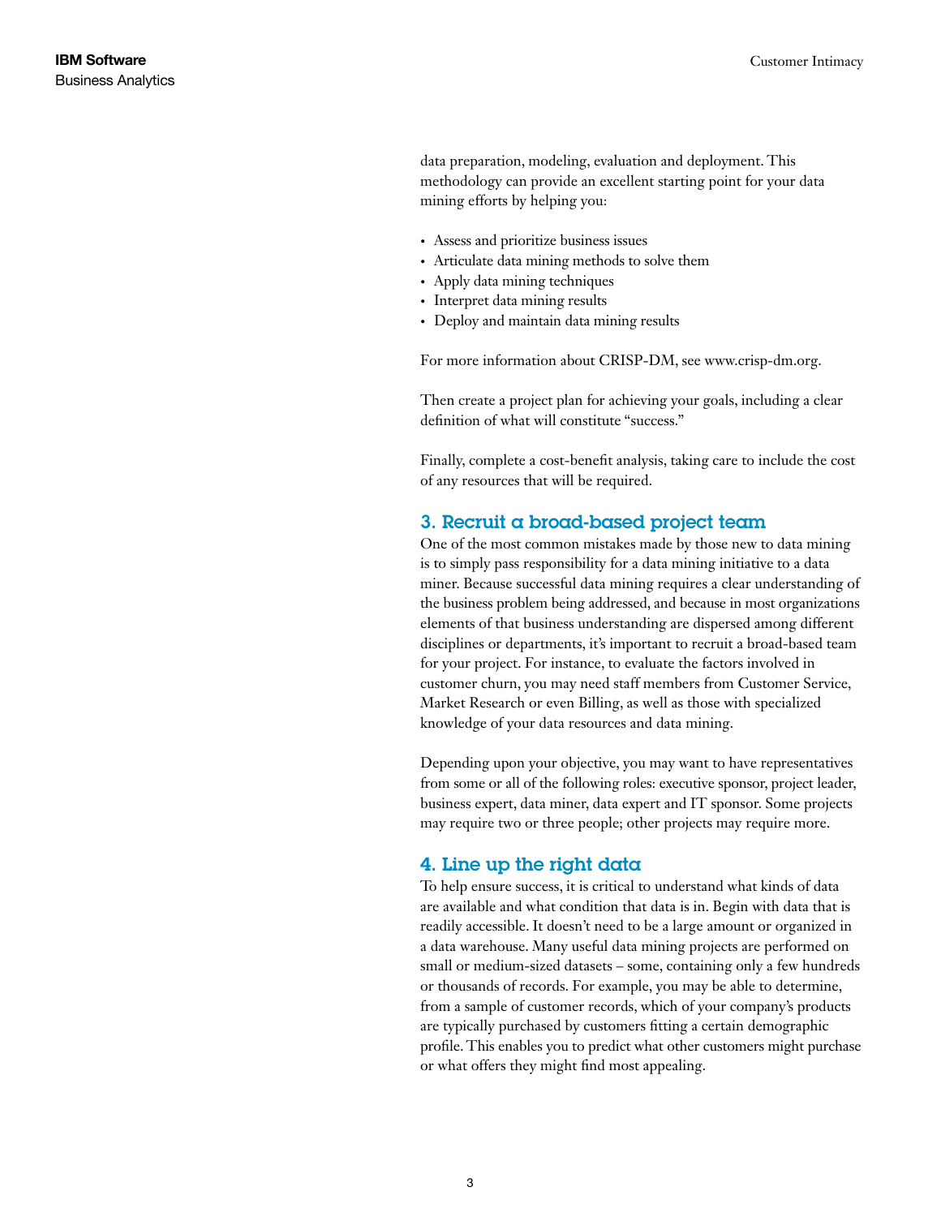data preparation, modeling, evaluation and deployment. This methodology can provide an excellent starting point for your data mining efforts by helping you:

- Assess and prioritize business issues
- Articulate data mining methods to solve them
- Apply data mining techniques
- Interpret data mining results
- Deploy and maintain data mining results

For more information about CRISP-DM, see www.crisp-dm.org.

Then create a project plan for achieving your goals, including a clear definition of what will constitute "success."

Finally, complete a cost-benefit analysis, taking care to include the cost of any resources that will be required.

## 3. Recruit a broad-based project team

One of the most common mistakes made by those new to data mining is to simply pass responsibility for a data mining initiative to a data miner. Because successful data mining requires a clear understanding of the business problem being addressed, and because in most organizations elements of that business understanding are dispersed among different disciplines or departments, it's important to recruit a broad-based team for your project. For instance, to evaluate the factors involved in customer churn, you may need staff members from Customer Service, Market Research or even Billing, as well as those with specialized knowledge of your data resources and data mining.

Depending upon your objective, you may want to have representatives from some or all of the following roles: executive sponsor, project leader, business expert, data miner, data expert and IT sponsor. Some projects may require two or three people; other projects may require more.

## 4. Line up the right data

To help ensure success, it is critical to understand what kinds of data are available and what condition that data is in. Begin with data that is readily accessible. It doesn't need to be a large amount or organized in a data warehouse. Many useful data mining projects are performed on small or medium-sized datasets – some, containing only a few hundreds or thousands of records. For example, you may be able to determine, from a sample of customer records, which of your company's products are typically purchased by customers fitting a certain demographic profile. This enables you to predict what other customers might purchase or what offers they might find most appealing.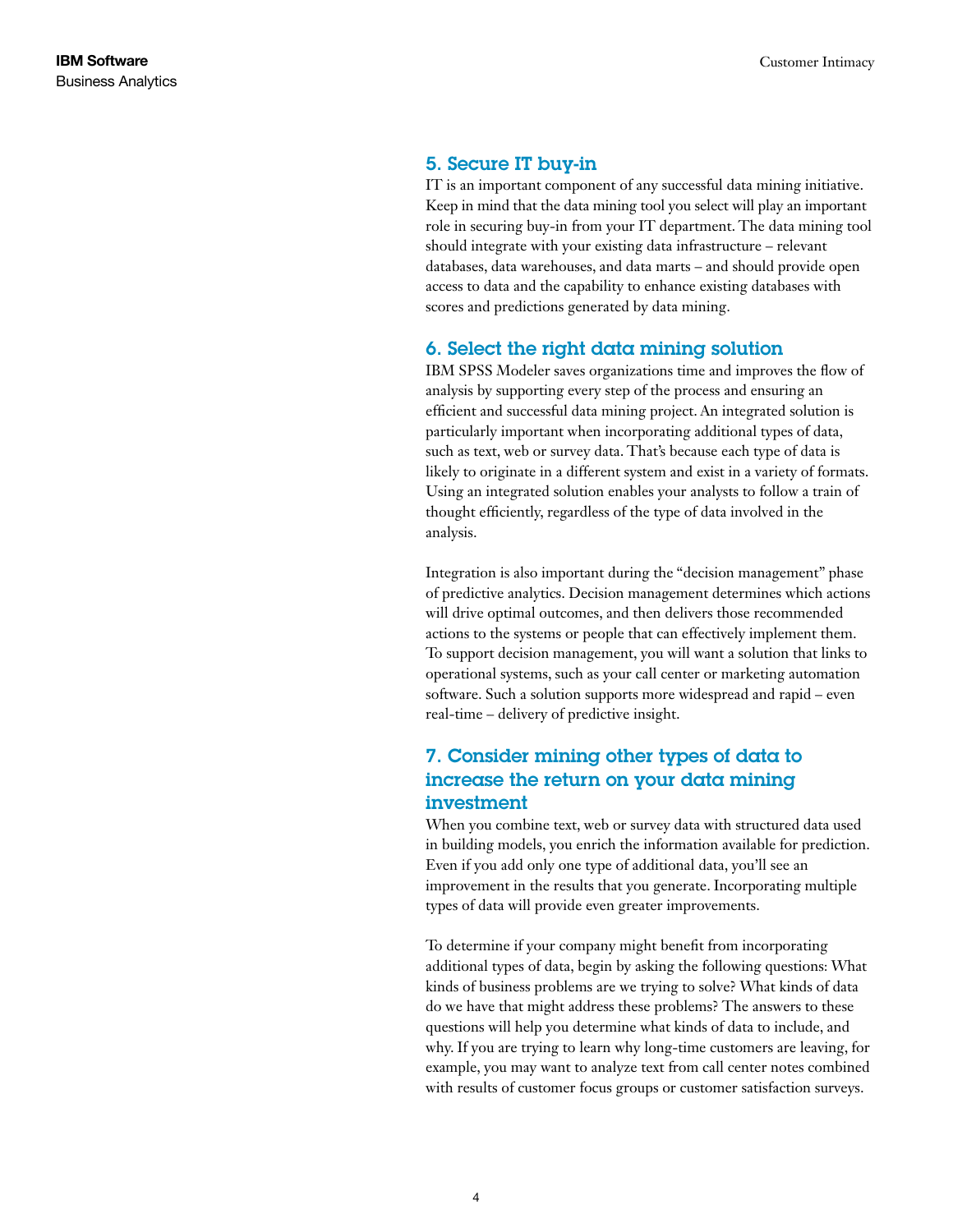## 5. Secure IT buy-in

IT is an important component of any successful data mining initiative. Keep in mind that the data mining tool you select will play an important role in securing buy-in from your IT department. The data mining tool should integrate with your existing data infrastructure – relevant databases, data warehouses, and data marts – and should provide open access to data and the capability to enhance existing databases with scores and predictions generated by data mining.

## 6. Select the right data mining solution

IBM SPSS Modeler saves organizations time and improves the flow of analysis by supporting every step of the process and ensuring an efficient and successful data mining project. An integrated solution is particularly important when incorporating additional types of data, such as text, web or survey data. That's because each type of data is likely to originate in a different system and exist in a variety of formats. Using an integrated solution enables your analysts to follow a train of thought efficiently, regardless of the type of data involved in the analysis.

Integration is also important during the "decision management" phase of predictive analytics. Decision management determines which actions will drive optimal outcomes, and then delivers those recommended actions to the systems or people that can effectively implement them. To support decision management, you will want a solution that links to operational systems, such as your call center or marketing automation software. Such a solution supports more widespread and rapid – even real-time – delivery of predictive insight.

## 7. Consider mining other types of data to increase the return on your data mining investment

When you combine text, web or survey data with structured data used in building models, you enrich the information available for prediction. Even if you add only one type of additional data, you'll see an improvement in the results that you generate. Incorporating multiple types of data will provide even greater improvements.

To determine if your company might benefit from incorporating additional types of data, begin by asking the following questions: What kinds of business problems are we trying to solve? What kinds of data do we have that might address these problems? The answers to these questions will help you determine what kinds of data to include, and why. If you are trying to learn why long-time customers are leaving, for example, you may want to analyze text from call center notes combined with results of customer focus groups or customer satisfaction surveys.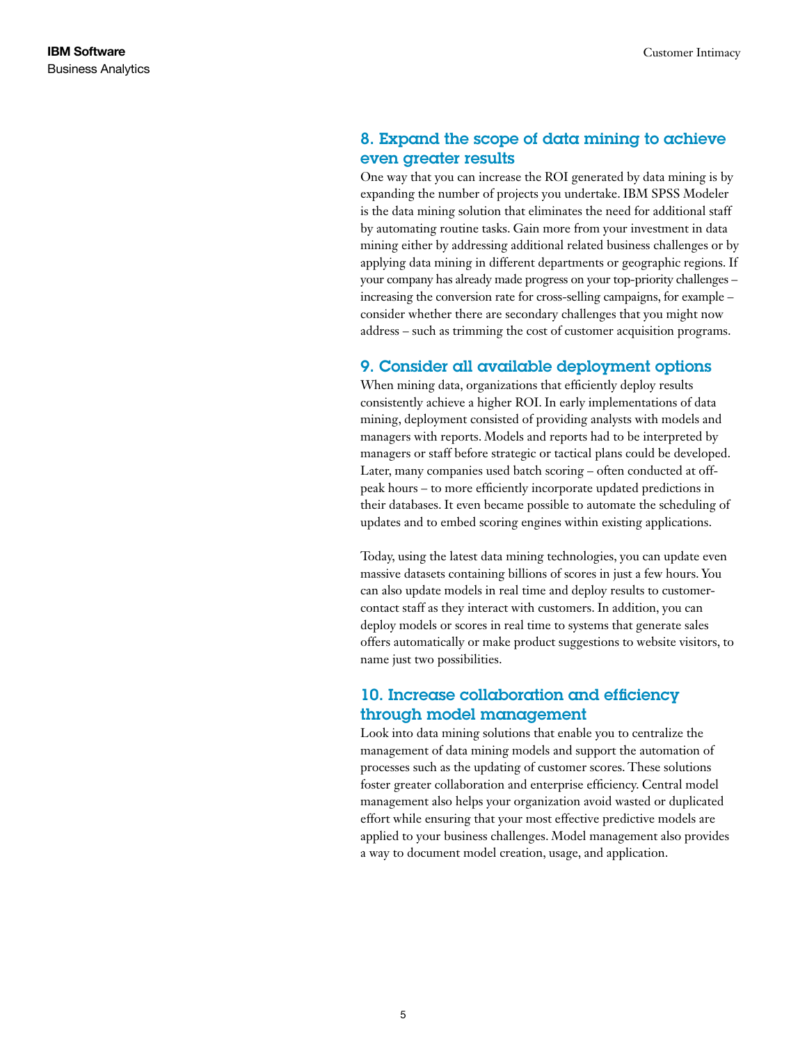## 8. Expand the scope of data mining to achieve even greater results

One way that you can increase the ROI generated by data mining is by expanding the number of projects you undertake. IBM SPSS Modeler is the data mining solution that eliminates the need for additional staff by automating routine tasks. Gain more from your investment in data mining either by addressing additional related business challenges or by applying data mining in different departments or geographic regions. If your company has already made progress on your top-priority challenges – increasing the conversion rate for cross-selling campaigns, for example – consider whether there are secondary challenges that you might now address – such as trimming the cost of customer acquisition programs.

## 9. Consider all available deployment options

When mining data, organizations that efficiently deploy results consistently achieve a higher ROI. In early implementations of data mining, deployment consisted of providing analysts with models and managers with reports. Models and reports had to be interpreted by managers or staff before strategic or tactical plans could be developed. Later, many companies used batch scoring – often conducted at off-peak hours – to more efficiently incorporate updated predictions in their databases. It even became possible to automate the scheduling of updates and to embed scoring engines within existing applications.

Today, using the latest data mining technologies, you can update even massive datasets containing billions of scores in just a few hours. You can also update models in real time and deploy results to customer-contact staff as they interact with customers. In addition, you can deploy models or scores in real time to systems that generate sales offers automatically or make product suggestions to website visitors, to name just two possibilities.

## 10. Increase collaboration and efficiency through model management

Look into data mining solutions that enable you to centralize the management of data mining models and support the automation of processes such as the updating of customer scores. These solutions foster greater collaboration and enterprise efficiency. Central model management also helps your organization avoid wasted or duplicated effort while ensuring that your most effective predictive models are applied to your business challenges. Model management also provides a way to document model creation, usage, and application.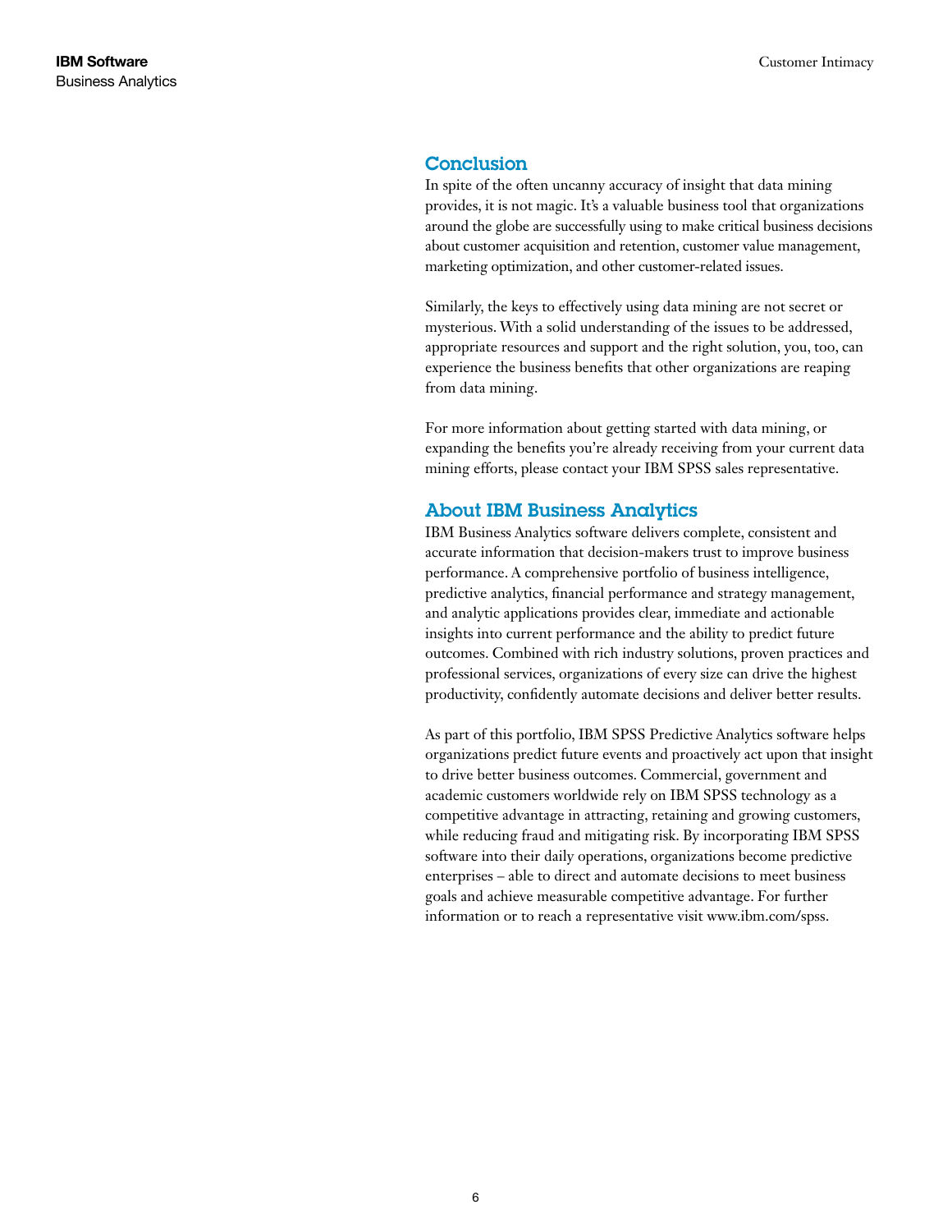## Conclusion

In spite of the often uncanny accuracy of insight that data mining provides, it is not magic. It's a valuable business tool that organizations around the globe are successfully using to make critical business decisions about customer acquisition and retention, customer value management, marketing optimization, and other customer-related issues.

Similarly, the keys to effectively using data mining are not secret or mysterious. With a solid understanding of the issues to be addressed, appropriate resources and support and the right solution, you, too, can experience the business benefits that other organizations are reaping from data mining.

For more information about getting started with data mining, or expanding the benefits you're already receiving from your current data mining efforts, please contact your IBM SPSS sales representative.

## About IBM Business Analytics

IBM Business Analytics software delivers complete, consistent and accurate information that decision-makers trust to improve business performance. A comprehensive portfolio of business intelligence, predictive analytics, financial performance and strategy management, and analytic applications provides clear, immediate and actionable insights into current performance and the ability to predict future outcomes. Combined with rich industry solutions, proven practices and professional services, organizations of every size can drive the highest productivity, confidently automate decisions and deliver better results.

As part of this portfolio, IBM SPSS Predictive Analytics software helps organizations predict future events and proactively act upon that insight to drive better business outcomes. Commercial, government and academic customers worldwide rely on IBM SPSS technology as a competitive advantage in attracting, retaining and growing customers, while reducing fraud and mitigating risk. By incorporating IBM SPSS software into their daily operations, organizations become predictive enterprises – able to direct and automate decisions to meet business goals and achieve measurable competitive advantage. For further information or to reach a representative visit www.ibm.com/spss.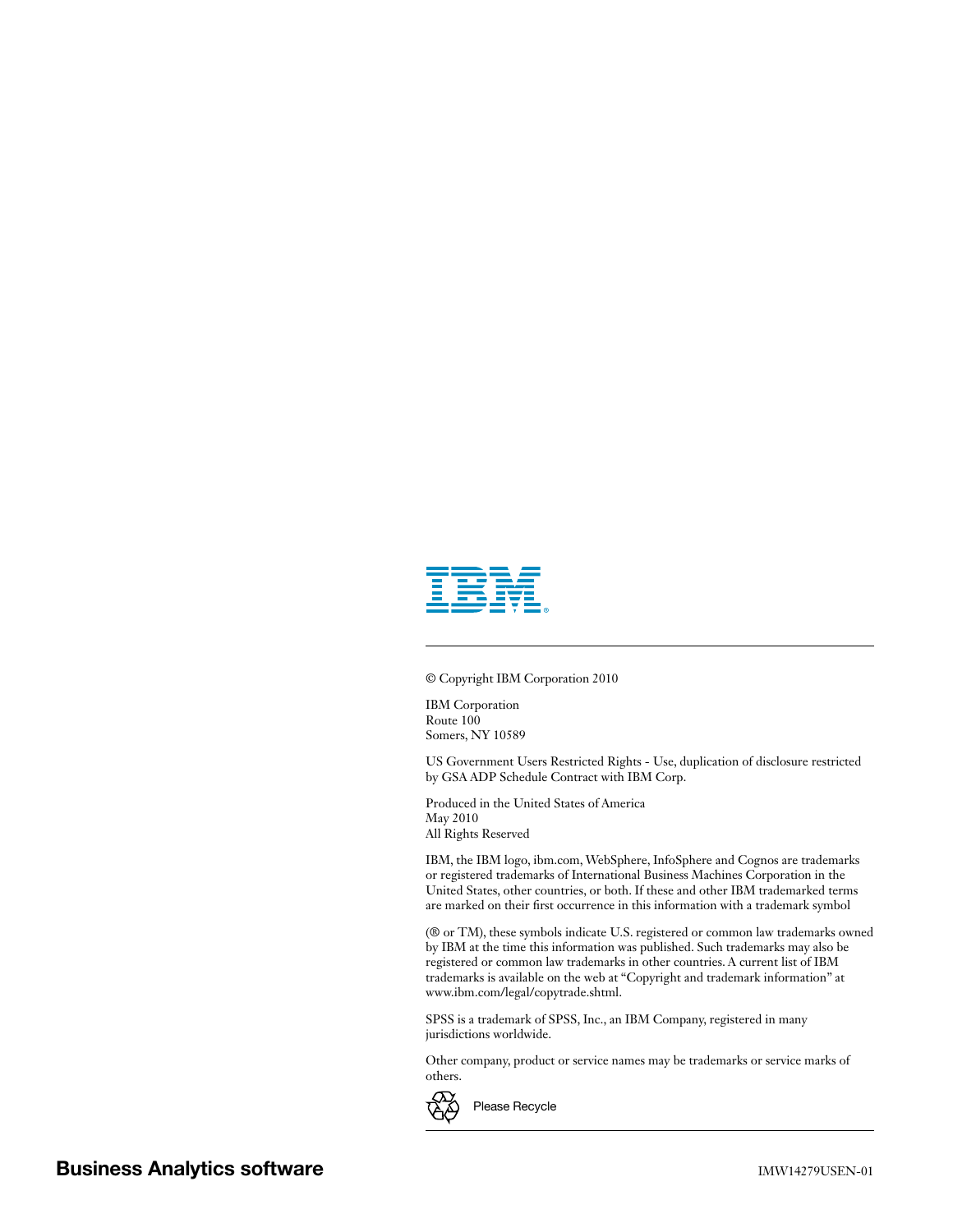© Copyright IBM Corporation 2010

IBM Corporation
Route 100
Somers, NY 10589

US Government Users Restricted Rights - Use, duplication of disclosure restricted by GSA ADP Schedule Contract with IBM Corp.

Produced in the United States of America
May 2010
All Rights Reserved

IBM, the IBM logo, ibm.com, WebSphere, InfoSphere and Cognos are trademarks or registered trademarks of International Business Machines Corporation in the United States, other countries, or both. If these and other IBM trademarked terms are marked on their first occurrence in this information with a trademark symbol

(® or TM), these symbols indicate U.S. registered or common law trademarks owned by IBM at the time this information was published. Such trademarks may also be registered or common law trademarks in other countries. A current list of IBM trademarks is available on the web at "Copyright and trademark information" at www.ibm.com/legal/copytrade.shtml.

SPSS is a trademark of SPSS, Inc., an IBM Company, registered in many jurisdictions worldwide.

Other company, product or service names may be trademarks or service marks of others.

Please Recycle

**Business Analytics software**

IMW14279USEN-01